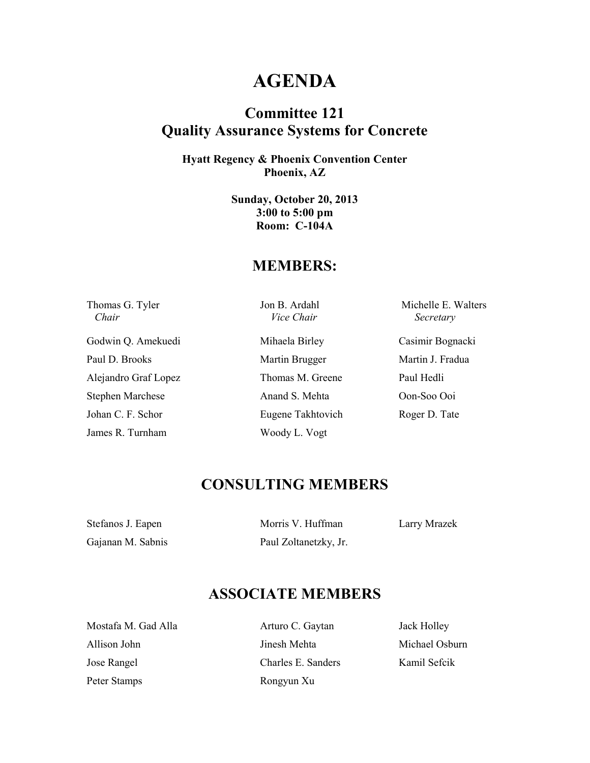# AGENDA

## Committee 121
## Quality Assurance Systems for Concrete

**Hyatt Regency & Phoenix Convention Center**
**Phoenix, AZ**

**Sunday, October 20, 2013**
**3:00 to 5:00 pm**
**Room: C-104A**

## MEMBERS:

Thomas G. Tyler
*Chair*

Jon B. Ardahl
*Vice Chair*

Michelle E. Walters
*Secretary*

Godwin Q. Amekuedi
Mihaela Birley
Casimir Bognacki
Paul D. Brooks
Martin Brugger
Martin J. Fradua
Alejandro Graf Lopez
Thomas M. Greene
Paul Hedli
Stephen Marchese
Anand S. Mehta
Oon-Soo Ooi
Johan C. F. Schor
Eugene Takhtovich
Roger D. Tate
James R. Turnham
Woody L. Vogt

## CONSULTING MEMBERS

Stefanos J. Eapen
Morris V. Huffman
Larry Mrazek
Gajanan M. Sabnis
Paul Zoltanetzky, Jr.

## ASSOCIATE MEMBERS

Mostafa M. Gad Alla
Arturo C. Gaytan
Jack Holley
Allison John
Jinesh Mehta
Michael Osburn
Jose Rangel
Charles E. Sanders
Kamil Sefcik
Peter Stamps
Rongyun Xu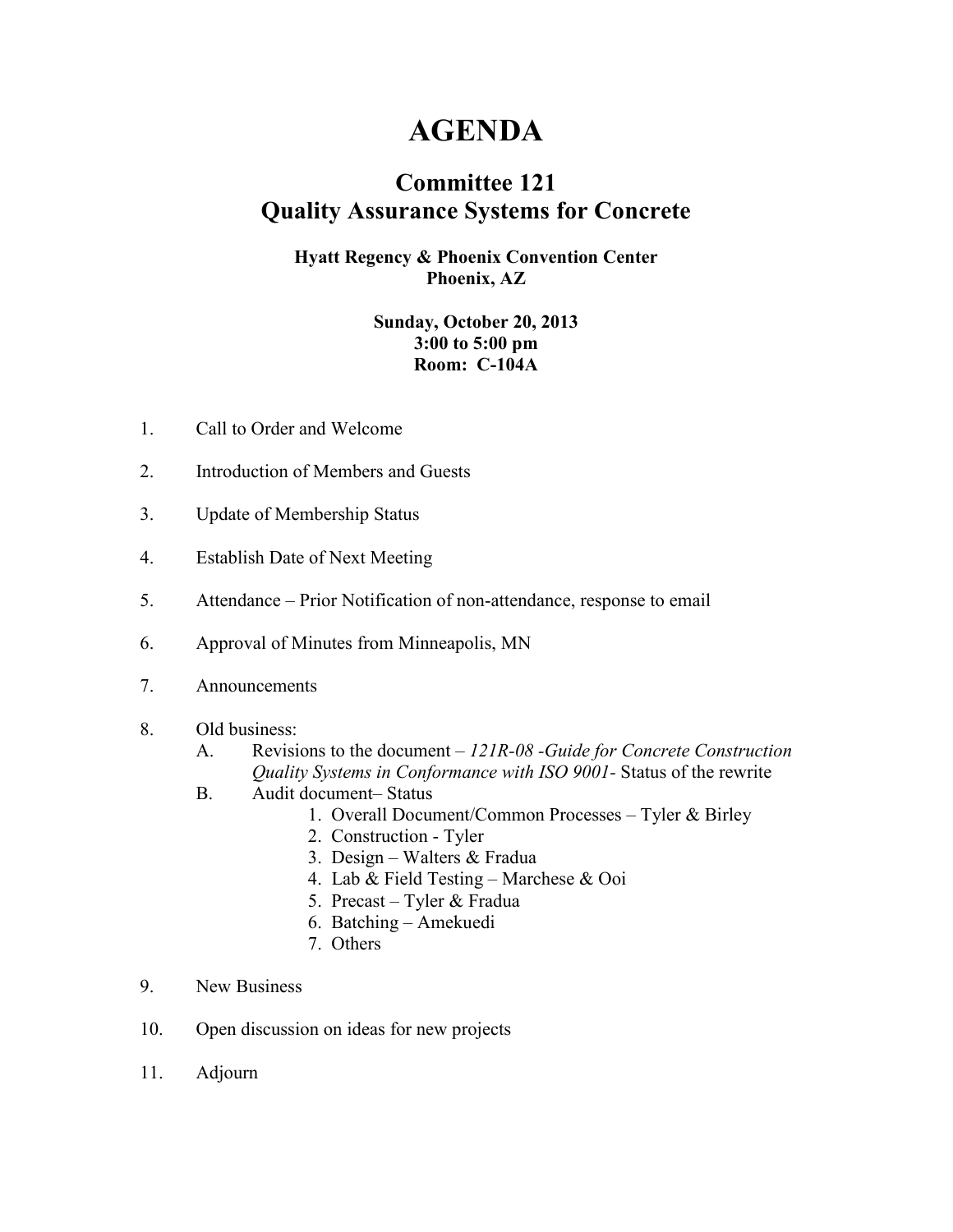# AGENDA

## Committee 121
## Quality Assurance Systems for Concrete

**Hyatt Regency & Phoenix Convention Center**
**Phoenix, AZ**

**Sunday, October 20, 2013**
**3:00 to 5:00 pm**
**Room: C-104A**

1. Call to Order and Welcome
2. Introduction of Members and Guests
3. Update of Membership Status
4. Establish Date of Next Meeting
5. Attendance – Prior Notification of non-attendance, response to email
6. Approval of Minutes from Minneapolis, MN
7. Announcements
8. Old business:
   - A. Revisions to the document – *121R-08 -Guide for Concrete Construction Quality Systems in Conformance with ISO 9001-* Status of the rewrite
   - B. Audit document– Status
     1. Overall Document/Common Processes – Tyler & Birley
     2. Construction - Tyler
     3. Design – Walters & Fradua
     4. Lab & Field Testing – Marchese & Ooi
     5. Precast – Tyler & Fradua
     6. Batching – Amekuedi
     7. Others
9. New Business
10. Open discussion on ideas for new projects
11. Adjourn